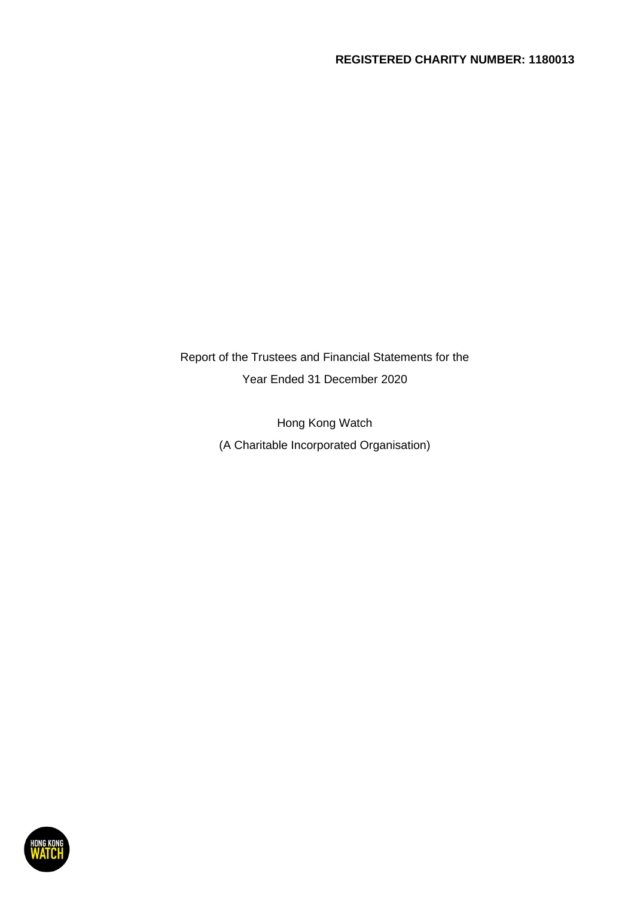**REGISTERED CHARITY NUMBER: 1180013**

Report of the Trustees and Financial Statements for the Year Ended 31 December 2020

Hong Kong Watch

(A Charitable Incorporated Organisation)

HONG KONG WATCH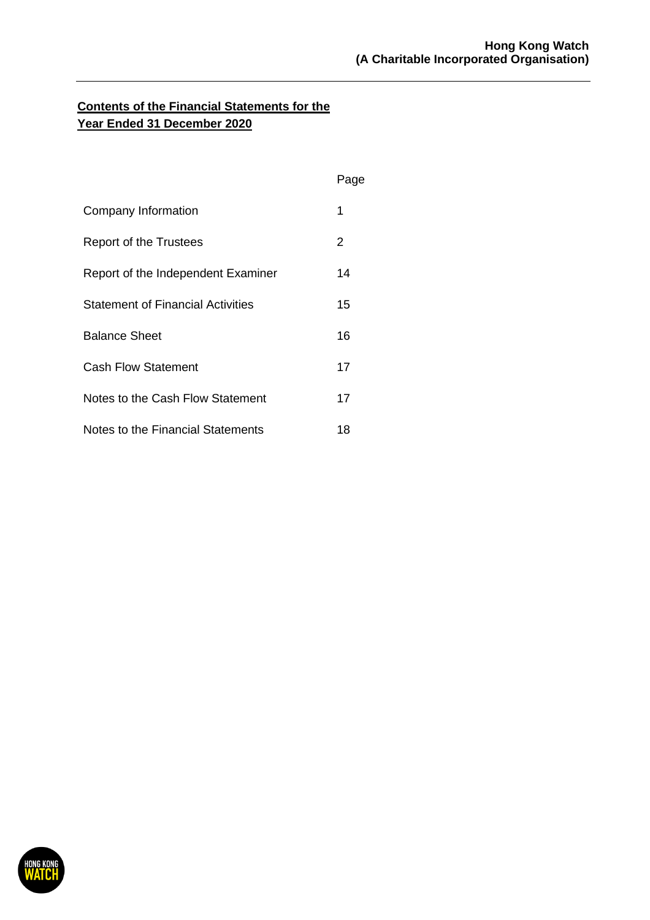# Contents of the Financial Statements for the Year Ended 31 December 2020

| | Page |
|---|---|
| Company Information | 1 |
| Report of the Trustees | 2 |
| Report of the Independent Examiner | 14 |
| Statement of Financial Activities | 15 |
| Balance Sheet | 16 |
| Cash Flow Statement | 17 |
| Notes to the Cash Flow Statement | 17 |
| Notes to the Financial Statements | 18 |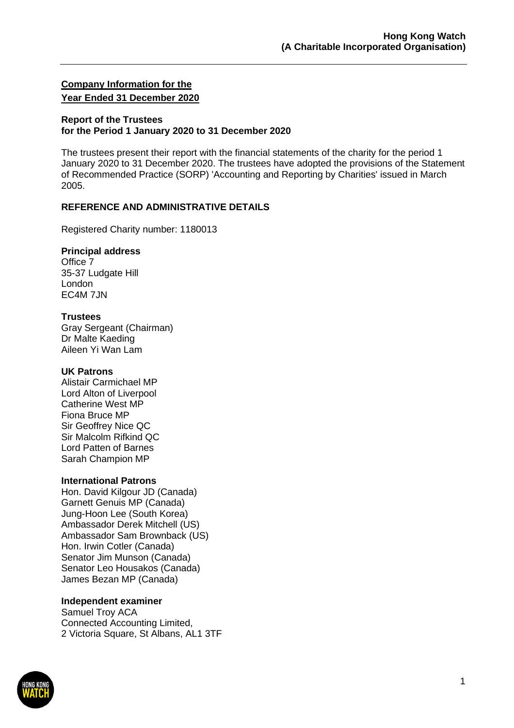**Company Information for the Year Ended 31 December 2020**

**Report of the Trustees for the Period 1 January 2020 to 31 December 2020**

The trustees present their report with the financial statements of the charity for the period 1 January 2020 to 31 December 2020. The trustees have adopted the provisions of the Statement of Recommended Practice (SORP) 'Accounting and Reporting by Charities' issued in March 2005.

## REFERENCE AND ADMINISTRATIVE DETAILS

Registered Charity number: 1180013

**Principal address**
Office 7
35-37 Ludgate Hill
London
EC4M 7JN

**Trustees**
Gray Sergeant (Chairman)
Dr Malte Kaeding
Aileen Yi Wan Lam

**UK Patrons**
Alistair Carmichael MP
Lord Alton of Liverpool
Catherine West MP
Fiona Bruce MP
Sir Geoffrey Nice QC
Sir Malcolm Rifkind QC
Lord Patten of Barnes
Sarah Champion MP

**International Patrons**
Hon. David Kilgour JD (Canada)
Garnett Genuis MP (Canada)
Jung-Hoon Lee (South Korea)
Ambassador Derek Mitchell (US)
Ambassador Sam Brownback (US)
Hon. Irwin Cotler (Canada)
Senator Jim Munson (Canada)
Senator Leo Housakos (Canada)
James Bezan MP (Canada)

**Independent examiner**
Samuel Troy ACA
Connected Accounting Limited,
2 Victoria Square, St Albans, AL1 3TF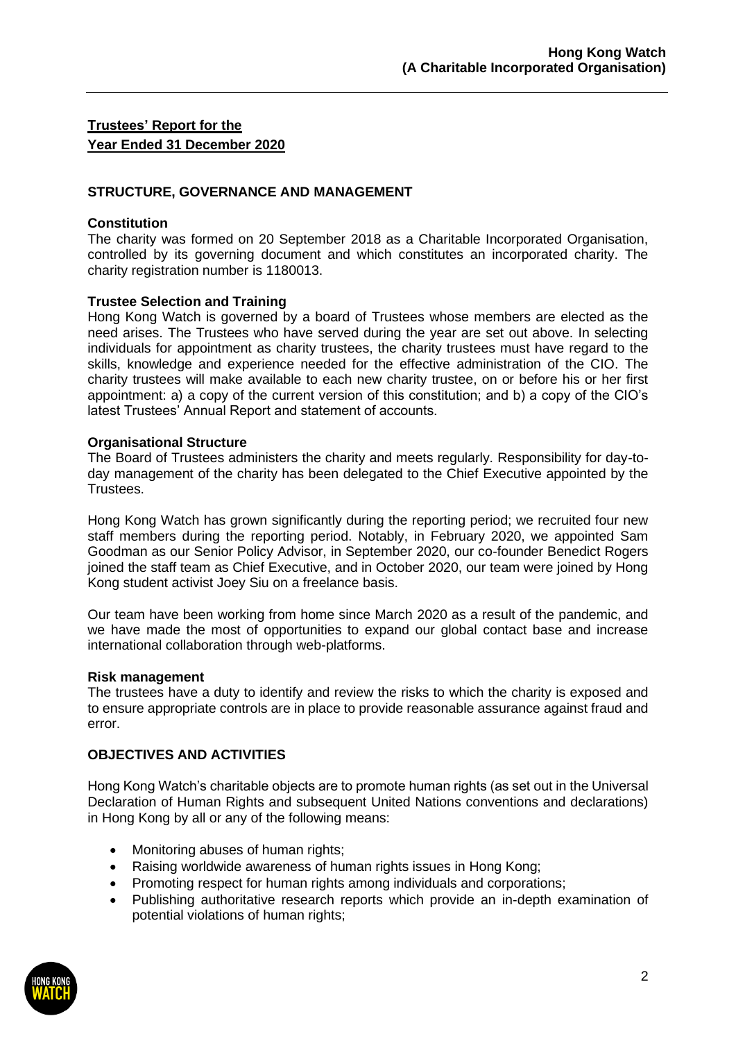**Trustees' Report for the**
**Year Ended 31 December 2020**

## STRUCTURE, GOVERNANCE AND MANAGEMENT

### Constitution

The charity was formed on 20 September 2018 as a Charitable Incorporated Organisation, controlled by its governing document and which constitutes an incorporated charity. The charity registration number is 1180013.

### Trustee Selection and Training

Hong Kong Watch is governed by a board of Trustees whose members are elected as the need arises. The Trustees who have served during the year are set out above. In selecting individuals for appointment as charity trustees, the charity trustees must have regard to the skills, knowledge and experience needed for the effective administration of the CIO. The charity trustees will make available to each new charity trustee, on or before his or her first appointment: a) a copy of the current version of this constitution; and b) a copy of the CIO's latest Trustees' Annual Report and statement of accounts.

### Organisational Structure

The Board of Trustees administers the charity and meets regularly. Responsibility for day-to-day management of the charity has been delegated to the Chief Executive appointed by the Trustees.

Hong Kong Watch has grown significantly during the reporting period; we recruited four new staff members during the reporting period. Notably, in February 2020, we appointed Sam Goodman as our Senior Policy Advisor, in September 2020, our co-founder Benedict Rogers joined the staff team as Chief Executive, and in October 2020, our team were joined by Hong Kong student activist Joey Siu on a freelance basis.

Our team have been working from home since March 2020 as a result of the pandemic, and we have made the most of opportunities to expand our global contact base and increase international collaboration through web-platforms.

### Risk management

The trustees have a duty to identify and review the risks to which the charity is exposed and to ensure appropriate controls are in place to provide reasonable assurance against fraud and error.

## OBJECTIVES AND ACTIVITIES

Hong Kong Watch's charitable objects are to promote human rights (as set out in the Universal Declaration of Human Rights and subsequent United Nations conventions and declarations) in Hong Kong by all or any of the following means:

- Monitoring abuses of human rights;
- Raising worldwide awareness of human rights issues in Hong Kong;
- Promoting respect for human rights among individuals and corporations;
- Publishing authoritative research reports which provide an in-depth examination of potential violations of human rights;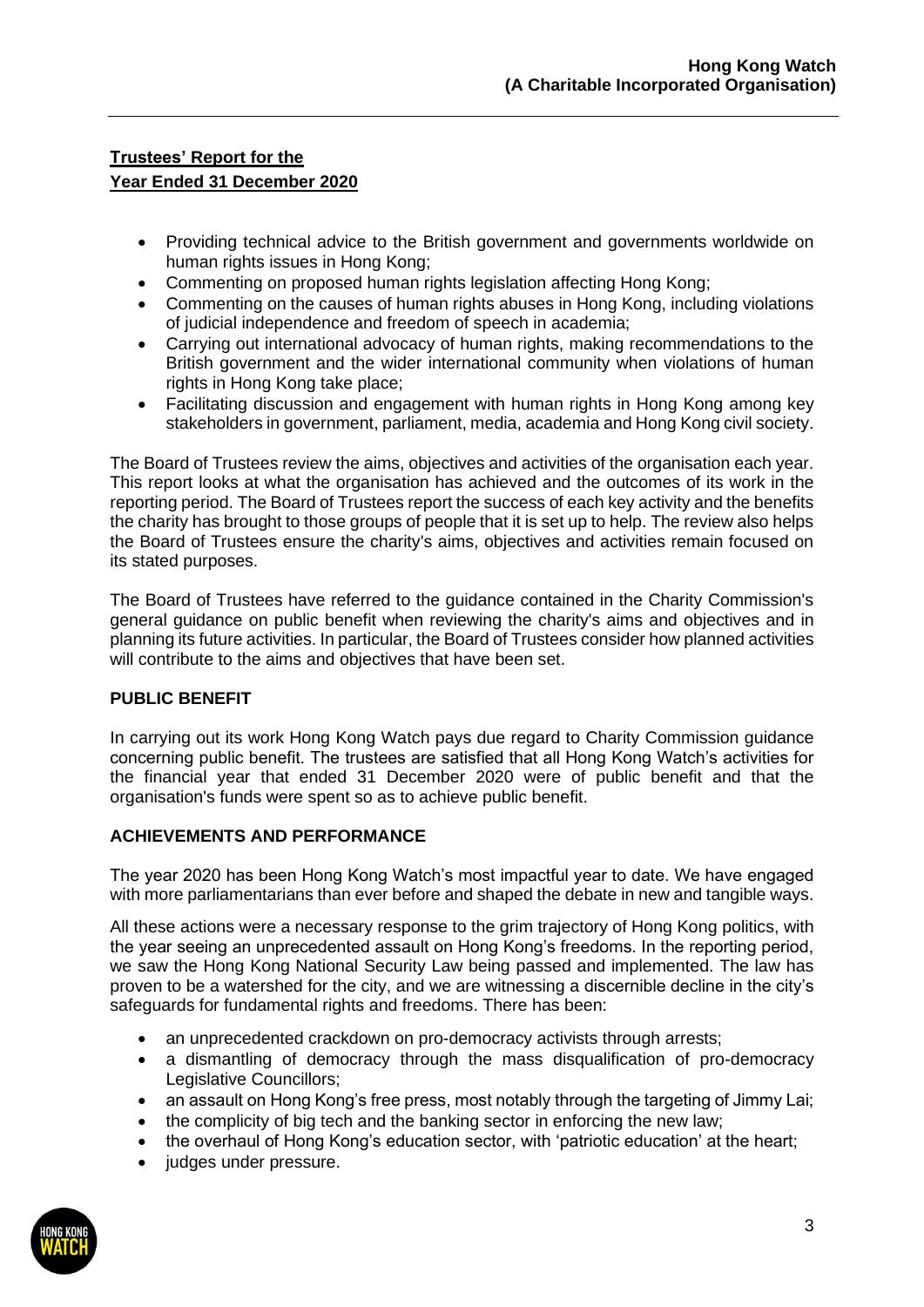## Trustees' Report for the Year Ended 31 December 2020

- Providing technical advice to the British government and governments worldwide on human rights issues in Hong Kong;
- Commenting on proposed human rights legislation affecting Hong Kong;
- Commenting on the causes of human rights abuses in Hong Kong, including violations of judicial independence and freedom of speech in academia;
- Carrying out international advocacy of human rights, making recommendations to the British government and the wider international community when violations of human rights in Hong Kong take place;
- Facilitating discussion and engagement with human rights in Hong Kong among key stakeholders in government, parliament, media, academia and Hong Kong civil society.

The Board of Trustees review the aims, objectives and activities of the organisation each year. This report looks at what the organisation has achieved and the outcomes of its work in the reporting period. The Board of Trustees report the success of each key activity and the benefits the charity has brought to those groups of people that it is set up to help. The review also helps the Board of Trustees ensure the charity's aims, objectives and activities remain focused on its stated purposes.

The Board of Trustees have referred to the guidance contained in the Charity Commission's general guidance on public benefit when reviewing the charity's aims and objectives and in planning its future activities. In particular, the Board of Trustees consider how planned activities will contribute to the aims and objectives that have been set.

### PUBLIC BENEFIT

In carrying out its work Hong Kong Watch pays due regard to Charity Commission guidance concerning public benefit. The trustees are satisfied that all Hong Kong Watch's activities for the financial year that ended 31 December 2020 were of public benefit and that the organisation's funds were spent so as to achieve public benefit.

### ACHIEVEMENTS AND PERFORMANCE

The year 2020 has been Hong Kong Watch's most impactful year to date. We have engaged with more parliamentarians than ever before and shaped the debate in new and tangible ways.

All these actions were a necessary response to the grim trajectory of Hong Kong politics, with the year seeing an unprecedented assault on Hong Kong's freedoms. In the reporting period, we saw the Hong Kong National Security Law being passed and implemented. The law has proven to be a watershed for the city, and we are witnessing a discernible decline in the city's safeguards for fundamental rights and freedoms. There has been:

- an unprecedented crackdown on pro-democracy activists through arrests;
- a dismantling of democracy through the mass disqualification of pro-democracy Legislative Councillors;
- an assault on Hong Kong's free press, most notably through the targeting of Jimmy Lai;
- the complicity of big tech and the banking sector in enforcing the new law;
- the overhaul of Hong Kong's education sector, with 'patriotic education' at the heart;
- judges under pressure.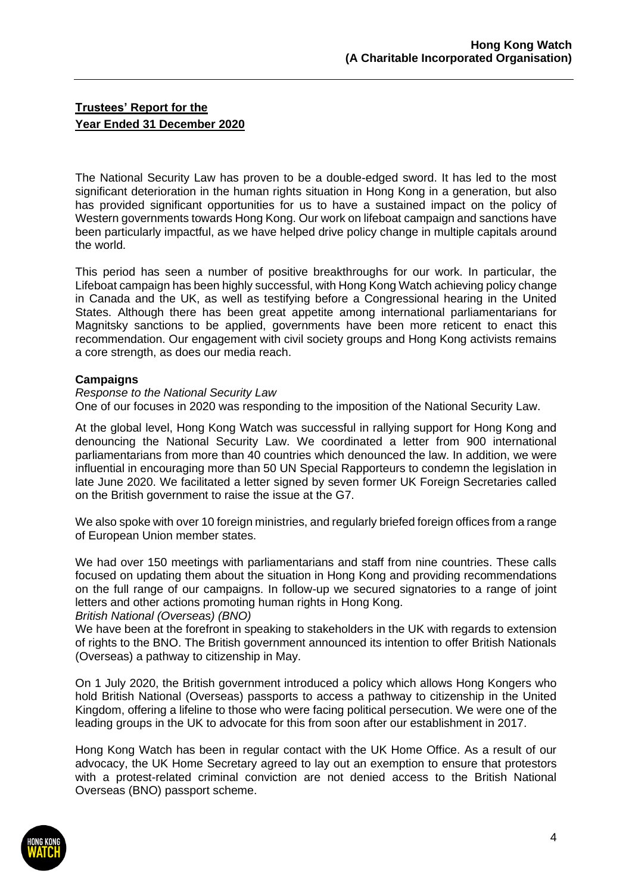**Trustees' Report for the Year Ended 31 December 2020**

The National Security Law has proven to be a double-edged sword. It has led to the most significant deterioration in the human rights situation in Hong Kong in a generation, but also has provided significant opportunities for us to have a sustained impact on the policy of Western governments towards Hong Kong. Our work on lifeboat campaign and sanctions have been particularly impactful, as we have helped drive policy change in multiple capitals around the world.

This period has seen a number of positive breakthroughs for our work. In particular, the Lifeboat campaign has been highly successful, with Hong Kong Watch achieving policy change in Canada and the UK, as well as testifying before a Congressional hearing in the United States. Although there has been great appetite among international parliamentarians for Magnitsky sanctions to be applied, governments have been more reticent to enact this recommendation. Our engagement with civil society groups and Hong Kong activists remains a core strength, as does our media reach.

**Campaigns**

*Response to the National Security Law*

One of our focuses in 2020 was responding to the imposition of the National Security Law.

At the global level, Hong Kong Watch was successful in rallying support for Hong Kong and denouncing the National Security Law. We coordinated a letter from 900 international parliamentarians from more than 40 countries which denounced the law. In addition, we were influential in encouraging more than 50 UN Special Rapporteurs to condemn the legislation in late June 2020. We facilitated a letter signed by seven former UK Foreign Secretaries called on the British government to raise the issue at the G7.

We also spoke with over 10 foreign ministries, and regularly briefed foreign offices from a range of European Union member states.

We had over 150 meetings with parliamentarians and staff from nine countries. These calls focused on updating them about the situation in Hong Kong and providing recommendations on the full range of our campaigns. In follow-up we secured signatories to a range of joint letters and other actions promoting human rights in Hong Kong.

*British National (Overseas) (BNO)*

We have been at the forefront in speaking to stakeholders in the UK with regards to extension of rights to the BNO. The British government announced its intention to offer British Nationals (Overseas) a pathway to citizenship in May.

On 1 July 2020, the British government introduced a policy which allows Hong Kongers who hold British National (Overseas) passports to access a pathway to citizenship in the United Kingdom, offering a lifeline to those who were facing political persecution. We were one of the leading groups in the UK to advocate for this from soon after our establishment in 2017.

Hong Kong Watch has been in regular contact with the UK Home Office. As a result of our advocacy, the UK Home Secretary agreed to lay out an exemption to ensure that protestors with a protest-related criminal conviction are not denied access to the British National Overseas (BNO) passport scheme.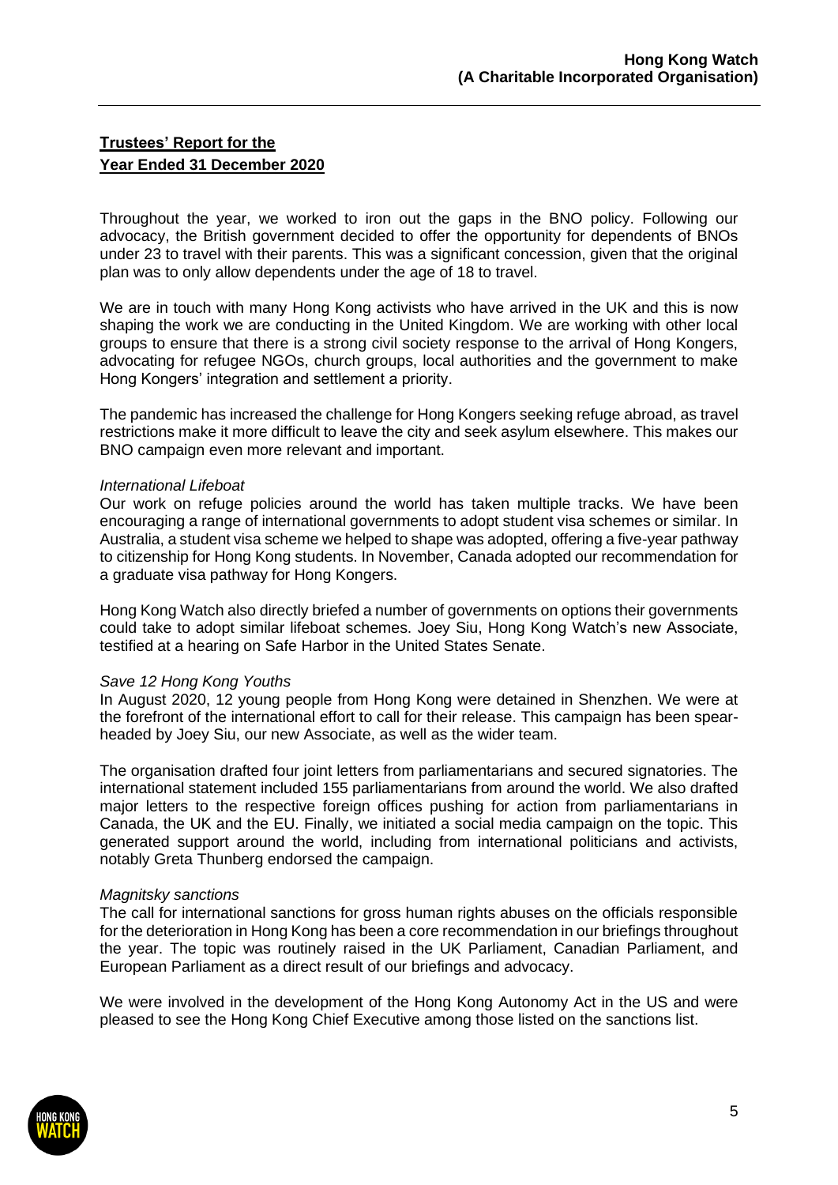**Trustees' Report for the**
**Year Ended 31 December 2020**

Throughout the year, we worked to iron out the gaps in the BNO policy. Following our advocacy, the British government decided to offer the opportunity for dependents of BNOs under 23 to travel with their parents. This was a significant concession, given that the original plan was to only allow dependents under the age of 18 to travel.

We are in touch with many Hong Kong activists who have arrived in the UK and this is now shaping the work we are conducting in the United Kingdom. We are working with other local groups to ensure that there is a strong civil society response to the arrival of Hong Kongers, advocating for refugee NGOs, church groups, local authorities and the government to make Hong Kongers' integration and settlement a priority.

The pandemic has increased the challenge for Hong Kongers seeking refuge abroad, as travel restrictions make it more difficult to leave the city and seek asylum elsewhere. This makes our BNO campaign even more relevant and important.

*International Lifeboat*
Our work on refuge policies around the world has taken multiple tracks. We have been encouraging a range of international governments to adopt student visa schemes or similar. In Australia, a student visa scheme we helped to shape was adopted, offering a five-year pathway to citizenship for Hong Kong students. In November, Canada adopted our recommendation for a graduate visa pathway for Hong Kongers.

Hong Kong Watch also directly briefed a number of governments on options their governments could take to adopt similar lifeboat schemes. Joey Siu, Hong Kong Watch's new Associate, testified at a hearing on Safe Harbor in the United States Senate.

*Save 12 Hong Kong Youths*
In August 2020, 12 young people from Hong Kong were detained in Shenzhen. We were at the forefront of the international effort to call for their release. This campaign has been spear-headed by Joey Siu, our new Associate, as well as the wider team.

The organisation drafted four joint letters from parliamentarians and secured signatories. The international statement included 155 parliamentarians from around the world. We also drafted major letters to the respective foreign offices pushing for action from parliamentarians in Canada, the UK and the EU. Finally, we initiated a social media campaign on the topic. This generated support around the world, including from international politicians and activists, notably Greta Thunberg endorsed the campaign.

*Magnitsky sanctions*
The call for international sanctions for gross human rights abuses on the officials responsible for the deterioration in Hong Kong has been a core recommendation in our briefings throughout the year. The topic was routinely raised in the UK Parliament, Canadian Parliament, and European Parliament as a direct result of our briefings and advocacy.

We were involved in the development of the Hong Kong Autonomy Act in the US and were pleased to see the Hong Kong Chief Executive among those listed on the sanctions list.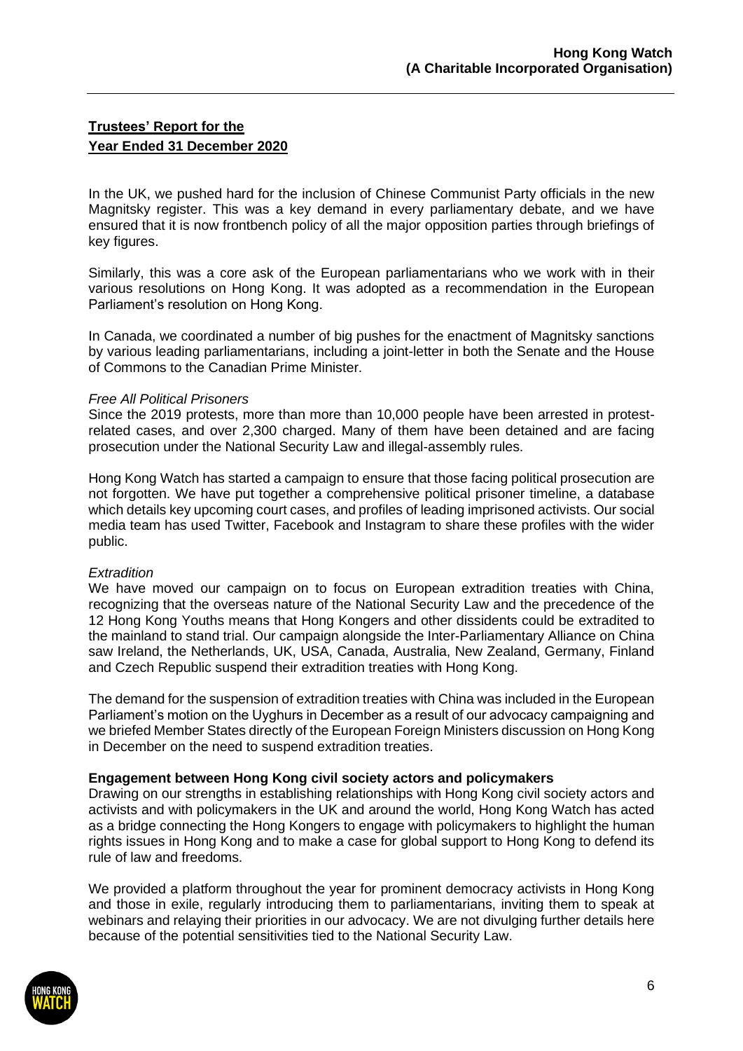## Trustees' Report for the Year Ended 31 December 2020

In the UK, we pushed hard for the inclusion of Chinese Communist Party officials in the new Magnitsky register. This was a key demand in every parliamentary debate, and we have ensured that it is now frontbench policy of all the major opposition parties through briefings of key figures.

Similarly, this was a core ask of the European parliamentarians who we work with in their various resolutions on Hong Kong. It was adopted as a recommendation in the European Parliament's resolution on Hong Kong.

In Canada, we coordinated a number of big pushes for the enactment of Magnitsky sanctions by various leading parliamentarians, including a joint-letter in both the Senate and the House of Commons to the Canadian Prime Minister.

*Free All Political Prisoners*

Since the 2019 protests, more than more than 10,000 people have been arrested in protest-related cases, and over 2,300 charged. Many of them have been detained and are facing prosecution under the National Security Law and illegal-assembly rules.

Hong Kong Watch has started a campaign to ensure that those facing political prosecution are not forgotten. We have put together a comprehensive political prisoner timeline, a database which details key upcoming court cases, and profiles of leading imprisoned activists. Our social media team has used Twitter, Facebook and Instagram to share these profiles with the wider public.

*Extradition*

We have moved our campaign on to focus on European extradition treaties with China, recognizing that the overseas nature of the National Security Law and the precedence of the 12 Hong Kong Youths means that Hong Kongers and other dissidents could be extradited to the mainland to stand trial. Our campaign alongside the Inter-Parliamentary Alliance on China saw Ireland, the Netherlands, UK, USA, Canada, Australia, New Zealand, Germany, Finland and Czech Republic suspend their extradition treaties with Hong Kong.

The demand for the suspension of extradition treaties with China was included in the European Parliament's motion on the Uyghurs in December as a result of our advocacy campaigning and we briefed Member States directly of the European Foreign Ministers discussion on Hong Kong in December on the need to suspend extradition treaties.

**Engagement between Hong Kong civil society actors and policymakers**

Drawing on our strengths in establishing relationships with Hong Kong civil society actors and activists and with policymakers in the UK and around the world, Hong Kong Watch has acted as a bridge connecting the Hong Kongers to engage with policymakers to highlight the human rights issues in Hong Kong and to make a case for global support to Hong Kong to defend its rule of law and freedoms.

We provided a platform throughout the year for prominent democracy activists in Hong Kong and those in exile, regularly introducing them to parliamentarians, inviting them to speak at webinars and relaying their priorities in our advocacy. We are not divulging further details here because of the potential sensitivities tied to the National Security Law.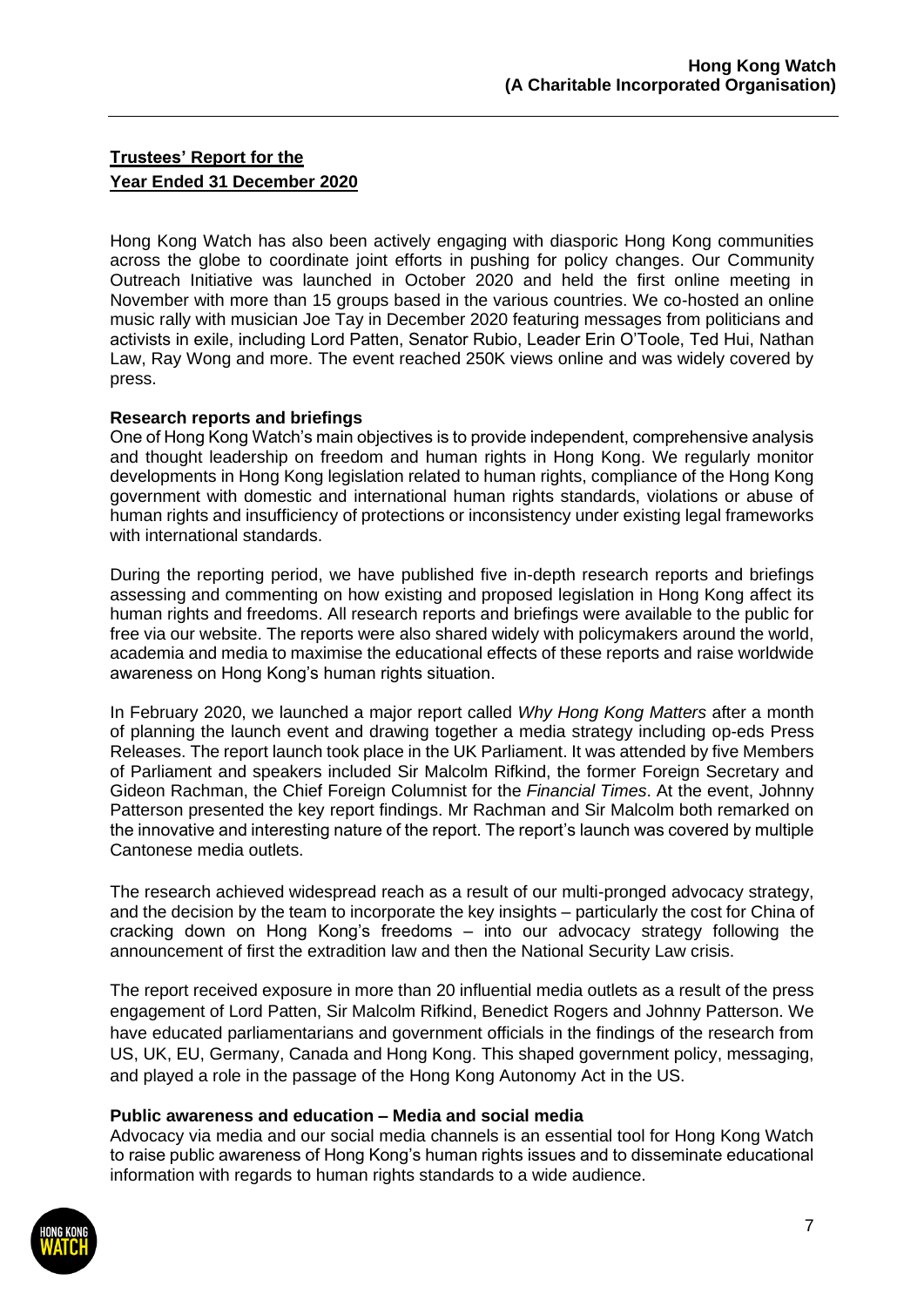Hong Kong Watch has also been actively engaging with diasporic Hong Kong communities across the globe to coordinate joint efforts in pushing for policy changes. Our Community Outreach Initiative was launched in October 2020 and held the first online meeting in November with more than 15 groups based in the various countries. We co-hosted an online music rally with musician Joe Tay in December 2020 featuring messages from politicians and activists in exile, including Lord Patten, Senator Rubio, Leader Erin O'Toole, Ted Hui, Nathan Law, Ray Wong and more. The event reached 250K views online and was widely covered by press.

**Research reports and briefings**

One of Hong Kong Watch's main objectives is to provide independent, comprehensive analysis and thought leadership on freedom and human rights in Hong Kong. We regularly monitor developments in Hong Kong legislation related to human rights, compliance of the Hong Kong government with domestic and international human rights standards, violations or abuse of human rights and insufficiency of protections or inconsistency under existing legal frameworks with international standards.

During the reporting period, we have published five in-depth research reports and briefings assessing and commenting on how existing and proposed legislation in Hong Kong affect its human rights and freedoms. All research reports and briefings were available to the public for free via our website. The reports were also shared widely with policymakers around the world, academia and media to maximise the educational effects of these reports and raise worldwide awareness on Hong Kong's human rights situation.

In February 2020, we launched a major report called *Why Hong Kong Matters* after a month of planning the launch event and drawing together a media strategy including op-eds Press Releases. The report launch took place in the UK Parliament. It was attended by five Members of Parliament and speakers included Sir Malcolm Rifkind, the former Foreign Secretary and Gideon Rachman, the Chief Foreign Columnist for the *Financial Times*. At the event, Johnny Patterson presented the key report findings. Mr Rachman and Sir Malcolm both remarked on the innovative and interesting nature of the report. The report's launch was covered by multiple Cantonese media outlets.

The research achieved widespread reach as a result of our multi-pronged advocacy strategy, and the decision by the team to incorporate the key insights – particularly the cost for China of cracking down on Hong Kong's freedoms – into our advocacy strategy following the announcement of first the extradition law and then the National Security Law crisis.

The report received exposure in more than 20 influential media outlets as a result of the press engagement of Lord Patten, Sir Malcolm Rifkind, Benedict Rogers and Johnny Patterson. We have educated parliamentarians and government officials in the findings of the research from US, UK, EU, Germany, Canada and Hong Kong. This shaped government policy, messaging, and played a role in the passage of the Hong Kong Autonomy Act in the US.

**Public awareness and education – Media and social media**

Advocacy via media and our social media channels is an essential tool for Hong Kong Watch to raise public awareness of Hong Kong's human rights issues and to disseminate educational information with regards to human rights standards to a wide audience.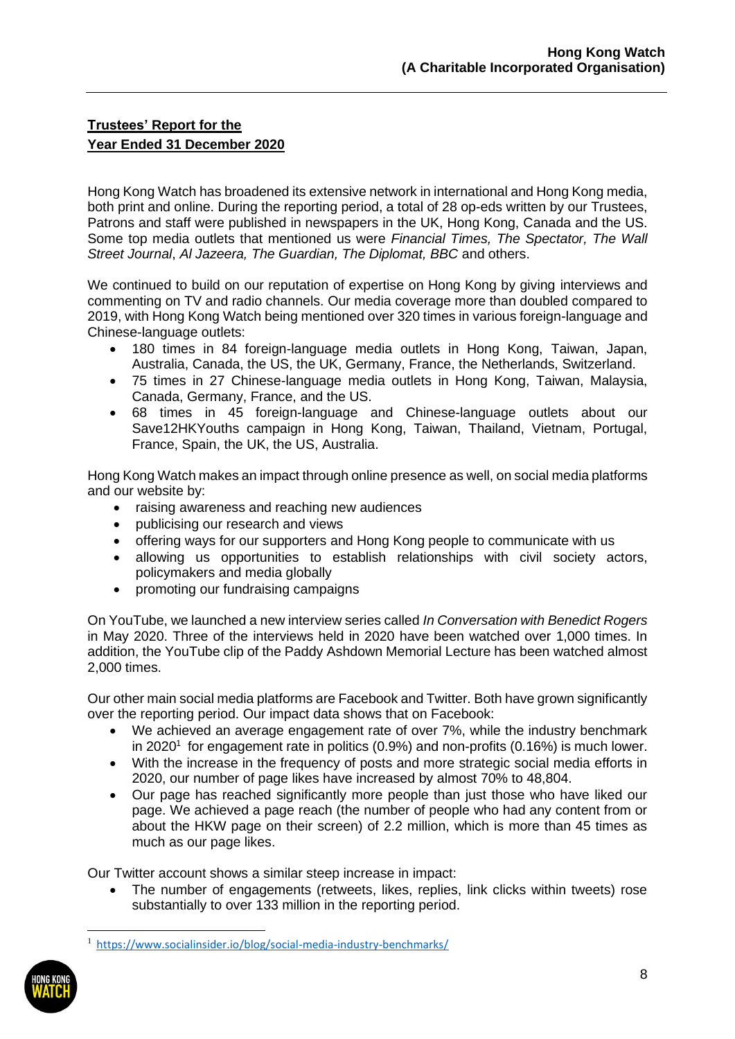**Trustees' Report for the**
**Year Ended 31 December 2020**

Hong Kong Watch has broadened its extensive network in international and Hong Kong media, both print and online. During the reporting period, a total of 28 op-eds written by our Trustees, Patrons and staff were published in newspapers in the UK, Hong Kong, Canada and the US. Some top media outlets that mentioned us were *Financial Times, The Spectator, The Wall Street Journal*, *Al Jazeera, The Guardian, The Diplomat, BBC* and others.

We continued to build on our reputation of expertise on Hong Kong by giving interviews and commenting on TV and radio channels. Our media coverage more than doubled compared to 2019, with Hong Kong Watch being mentioned over 320 times in various foreign-language and Chinese-language outlets:

- 180 times in 84 foreign-language media outlets in Hong Kong, Taiwan, Japan, Australia, Canada, the US, the UK, Germany, France, the Netherlands, Switzerland.
- 75 times in 27 Chinese-language media outlets in Hong Kong, Taiwan, Malaysia, Canada, Germany, France, and the US.
- 68 times in 45 foreign-language and Chinese-language outlets about our Save12HKYouths campaign in Hong Kong, Taiwan, Thailand, Vietnam, Portugal, France, Spain, the UK, the US, Australia.

Hong Kong Watch makes an impact through online presence as well, on social media platforms and our website by:

- raising awareness and reaching new audiences
- publicising our research and views
- offering ways for our supporters and Hong Kong people to communicate with us
- allowing us opportunities to establish relationships with civil society actors, policymakers and media globally
- promoting our fundraising campaigns

On YouTube, we launched a new interview series called *In Conversation with Benedict Rogers* in May 2020. Three of the interviews held in 2020 have been watched over 1,000 times. In addition, the YouTube clip of the Paddy Ashdown Memorial Lecture has been watched almost 2,000 times.

Our other main social media platforms are Facebook and Twitter. Both have grown significantly over the reporting period. Our impact data shows that on Facebook:

- We achieved an average engagement rate of over 7%, while the industry benchmark in 2020[1] for engagement rate in politics (0.9%) and non-profits (0.16%) is much lower.
- With the increase in the frequency of posts and more strategic social media efforts in 2020, our number of page likes have increased by almost 70% to 48,804.
- Our page has reached significantly more people than just those who have liked our page. We achieved a page reach (the number of people who had any content from or about the HKW page on their screen) of 2.2 million, which is more than 45 times as much as our page likes.

Our Twitter account shows a similar steep increase in impact:

- The number of engagements (retweets, likes, replies, link clicks within tweets) rose substantially to over 133 million in the reporting period.

[1] https://www.socialinsider.io/blog/social-media-industry-benchmarks/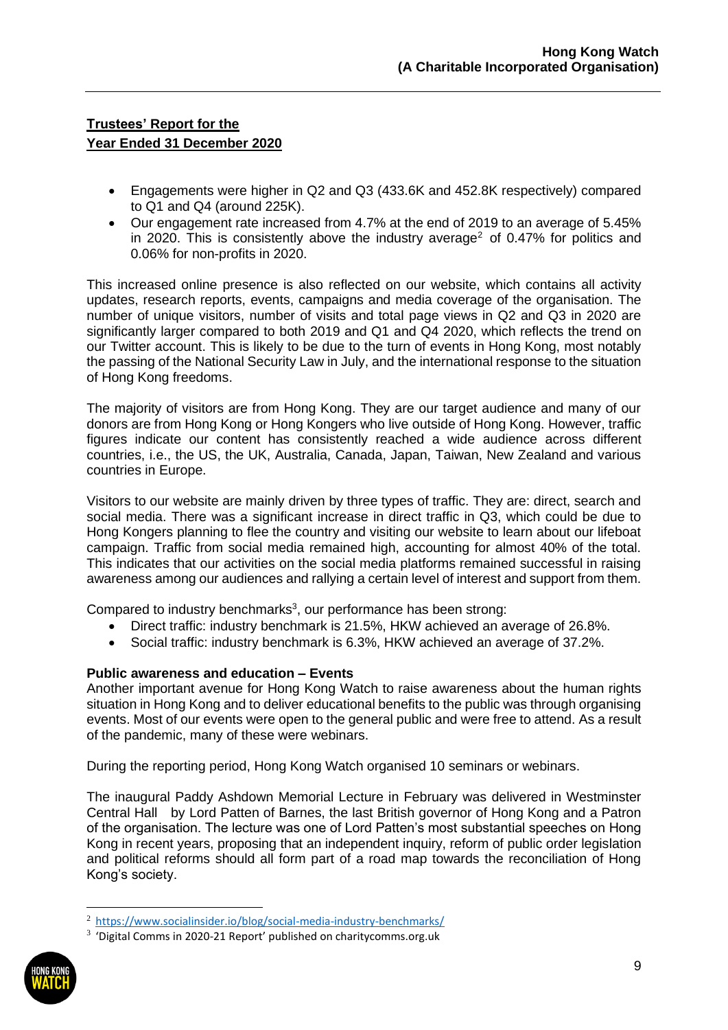- Engagements were higher in Q2 and Q3 (433.6K and 452.8K respectively) compared to Q1 and Q4 (around 225K).
- Our engagement rate increased from 4.7% at the end of 2019 to an average of 5.45% in 2020. This is consistently above the industry average[2] of 0.47% for politics and 0.06% for non-profits in 2020.

This increased online presence is also reflected on our website, which contains all activity updates, research reports, events, campaigns and media coverage of the organisation. The number of unique visitors, number of visits and total page views in Q2 and Q3 in 2020 are significantly larger compared to both 2019 and Q1 and Q4 2020, which reflects the trend on our Twitter account. This is likely to be due to the turn of events in Hong Kong, most notably the passing of the National Security Law in July, and the international response to the situation of Hong Kong freedoms.

The majority of visitors are from Hong Kong. They are our target audience and many of our donors are from Hong Kong or Hong Kongers who live outside of Hong Kong. However, traffic figures indicate our content has consistently reached a wide audience across different countries, i.e., the US, the UK, Australia, Canada, Japan, Taiwan, New Zealand and various countries in Europe.

Visitors to our website are mainly driven by three types of traffic. They are: direct, search and social media. There was a significant increase in direct traffic in Q3, which could be due to Hong Kongers planning to flee the country and visiting our website to learn about our lifeboat campaign. Traffic from social media remained high, accounting for almost 40% of the total. This indicates that our activities on the social media platforms remained successful in raising awareness among our audiences and rallying a certain level of interest and support from them.

Compared to industry benchmarks[3], our performance has been strong:

- Direct traffic: industry benchmark is 21.5%, HKW achieved an average of 26.8%.
- Social traffic: industry benchmark is 6.3%, HKW achieved an average of 37.2%.

**Public awareness and education – Events**

Another important avenue for Hong Kong Watch to raise awareness about the human rights situation in Hong Kong and to deliver educational benefits to the public was through organising events. Most of our events were open to the general public and were free to attend. As a result of the pandemic, many of these were webinars.

During the reporting period, Hong Kong Watch organised 10 seminars or webinars.

The inaugural Paddy Ashdown Memorial Lecture in February was delivered in Westminster Central Hall by Lord Patten of Barnes, the last British governor of Hong Kong and a Patron of the organisation. The lecture was one of Lord Patten's most substantial speeches on Hong Kong in recent years, proposing that an independent inquiry, reform of public order legislation and political reforms should all form part of a road map towards the reconciliation of Hong Kong's society.

---

[2] https://www.socialinsider.io/blog/social-media-industry-benchmarks/

[3] 'Digital Comms in 2020-21 Report' published on charitycomms.org.uk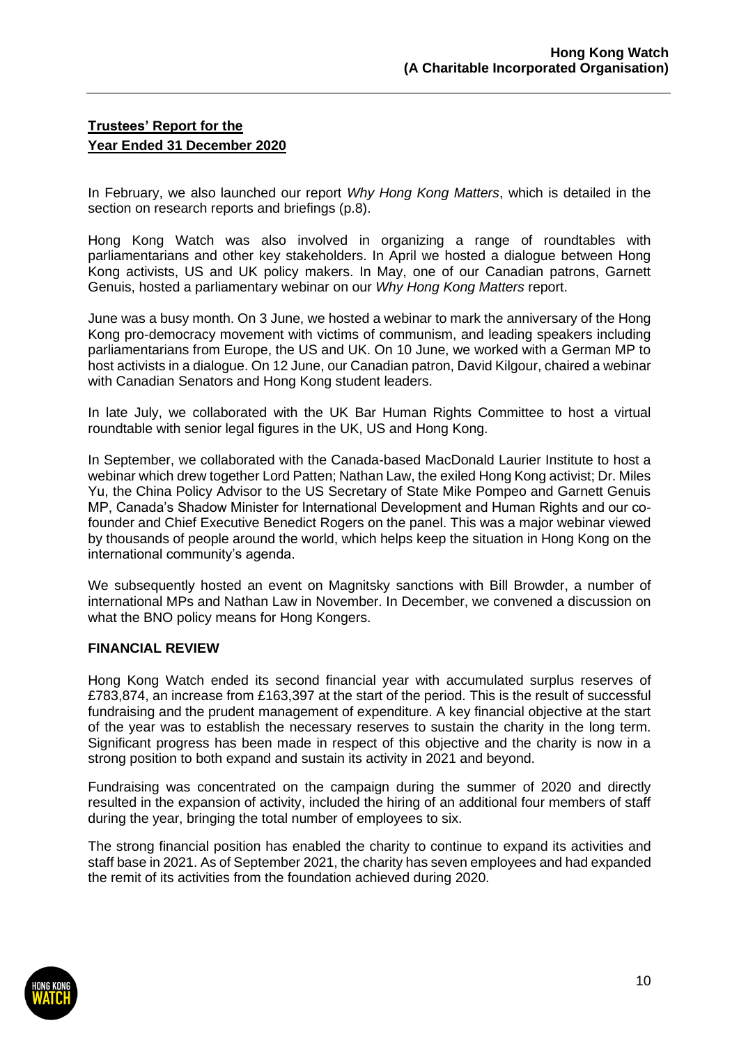**Trustees' Report for the**
**Year Ended 31 December 2020**

In February, we also launched our report *Why Hong Kong Matters*, which is detailed in the section on research reports and briefings (p.8).

Hong Kong Watch was also involved in organizing a range of roundtables with parliamentarians and other key stakeholders. In April we hosted a dialogue between Hong Kong activists, US and UK policy makers. In May, one of our Canadian patrons, Garnett Genuis, hosted a parliamentary webinar on our *Why Hong Kong Matters* report.

June was a busy month. On 3 June, we hosted a webinar to mark the anniversary of the Hong Kong pro-democracy movement with victims of communism, and leading speakers including parliamentarians from Europe, the US and UK. On 10 June, we worked with a German MP to host activists in a dialogue. On 12 June, our Canadian patron, David Kilgour, chaired a webinar with Canadian Senators and Hong Kong student leaders.

In late July, we collaborated with the UK Bar Human Rights Committee to host a virtual roundtable with senior legal figures in the UK, US and Hong Kong.

In September, we collaborated with the Canada-based MacDonald Laurier Institute to host a webinar which drew together Lord Patten; Nathan Law, the exiled Hong Kong activist; Dr. Miles Yu, the China Policy Advisor to the US Secretary of State Mike Pompeo and Garnett Genuis MP, Canada's Shadow Minister for International Development and Human Rights and our co-founder and Chief Executive Benedict Rogers on the panel. This was a major webinar viewed by thousands of people around the world, which helps keep the situation in Hong Kong on the international community's agenda.

We subsequently hosted an event on Magnitsky sanctions with Bill Browder, a number of international MPs and Nathan Law in November. In December, we convened a discussion on what the BNO policy means for Hong Kongers.

**FINANCIAL REVIEW**

Hong Kong Watch ended its second financial year with accumulated surplus reserves of £783,874, an increase from £163,397 at the start of the period. This is the result of successful fundraising and the prudent management of expenditure. A key financial objective at the start of the year was to establish the necessary reserves to sustain the charity in the long term. Significant progress has been made in respect of this objective and the charity is now in a strong position to both expand and sustain its activity in 2021 and beyond.

Fundraising was concentrated on the campaign during the summer of 2020 and directly resulted in the expansion of activity, included the hiring of an additional four members of staff during the year, bringing the total number of employees to six.

The strong financial position has enabled the charity to continue to expand its activities and staff base in 2021. As of September 2021, the charity has seven employees and had expanded the remit of its activities from the foundation achieved during 2020.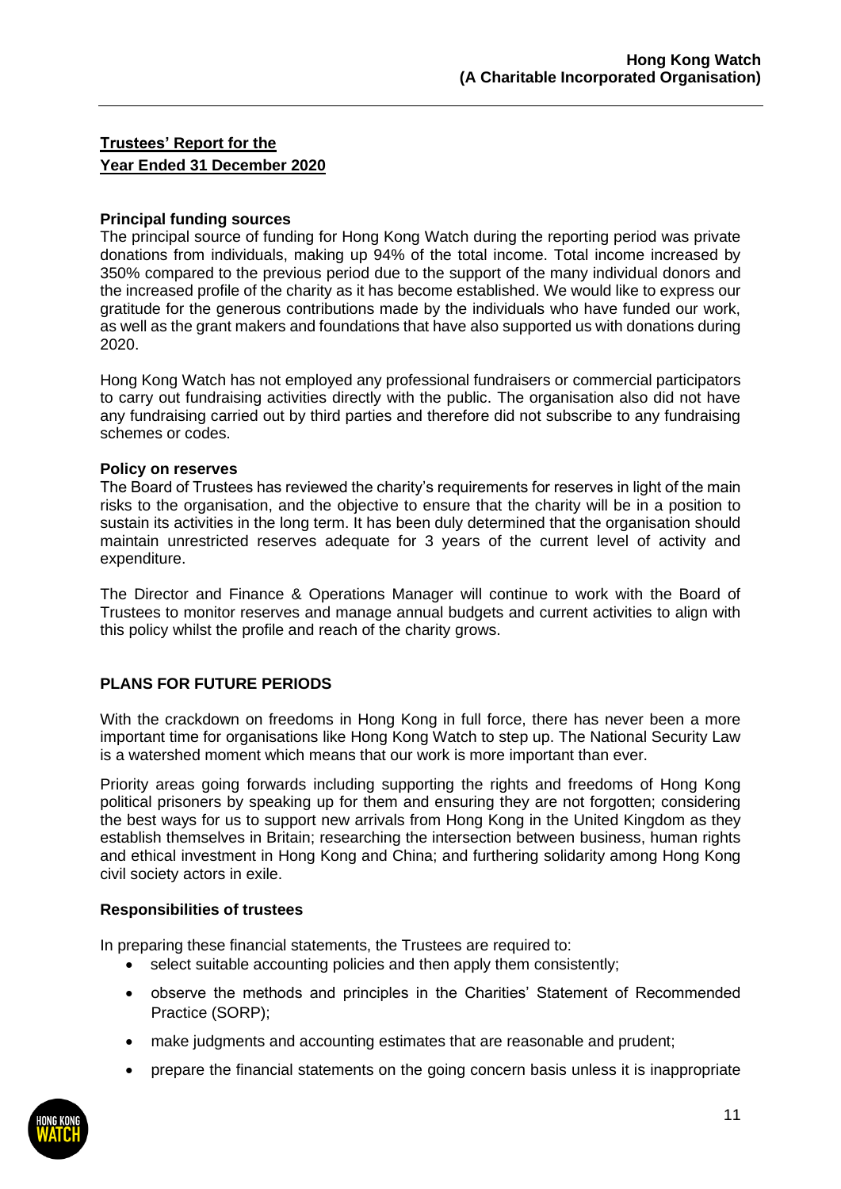## Trustees' Report for the Year Ended 31 December 2020

**Principal funding sources**

The principal source of funding for Hong Kong Watch during the reporting period was private donations from individuals, making up 94% of the total income. Total income increased by 350% compared to the previous period due to the support of the many individual donors and the increased profile of the charity as it has become established. We would like to express our gratitude for the generous contributions made by the individuals who have funded our work, as well as the grant makers and foundations that have also supported us with donations during 2020.

Hong Kong Watch has not employed any professional fundraisers or commercial participators to carry out fundraising activities directly with the public. The organisation also did not have any fundraising carried out by third parties and therefore did not subscribe to any fundraising schemes or codes.

**Policy on reserves**

The Board of Trustees has reviewed the charity's requirements for reserves in light of the main risks to the organisation, and the objective to ensure that the charity will be in a position to sustain its activities in the long term. It has been duly determined that the organisation should maintain unrestricted reserves adequate for 3 years of the current level of activity and expenditure.

The Director and Finance & Operations Manager will continue to work with the Board of Trustees to monitor reserves and manage annual budgets and current activities to align with this policy whilst the profile and reach of the charity grows.

## PLANS FOR FUTURE PERIODS

With the crackdown on freedoms in Hong Kong in full force, there has never been a more important time for organisations like Hong Kong Watch to step up. The National Security Law is a watershed moment which means that our work is more important than ever.

Priority areas going forwards including supporting the rights and freedoms of Hong Kong political prisoners by speaking up for them and ensuring they are not forgotten; considering the best ways for us to support new arrivals from Hong Kong in the United Kingdom as they establish themselves in Britain; researching the intersection between business, human rights and ethical investment in Hong Kong and China; and furthering solidarity among Hong Kong civil society actors in exile.

**Responsibilities of trustees**

In preparing these financial statements, the Trustees are required to:

- select suitable accounting policies and then apply them consistently;
- observe the methods and principles in the Charities' Statement of Recommended Practice (SORP);
- make judgments and accounting estimates that are reasonable and prudent;
- prepare the financial statements on the going concern basis unless it is inappropriate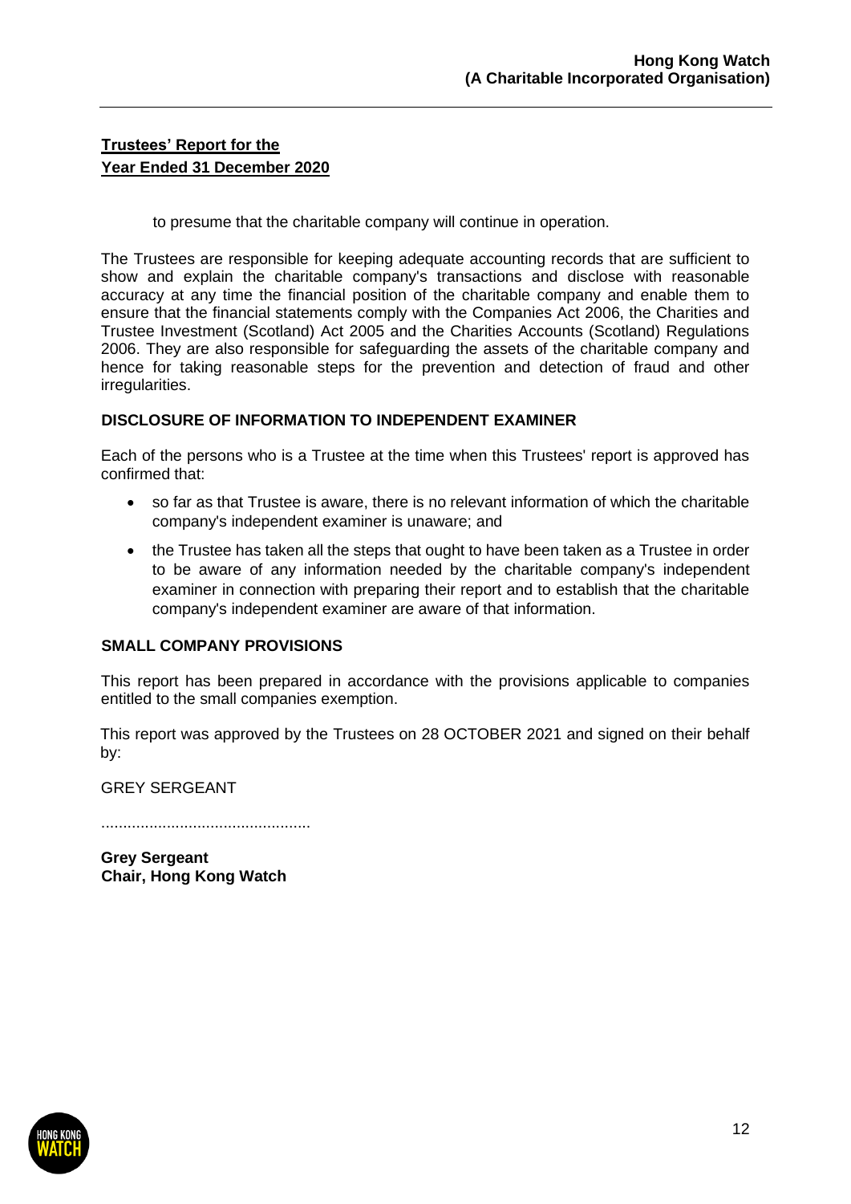**Trustees' Report for the Year Ended 31 December 2020**

to presume that the charitable company will continue in operation.

The Trustees are responsible for keeping adequate accounting records that are sufficient to show and explain the charitable company's transactions and disclose with reasonable accuracy at any time the financial position of the charitable company and enable them to ensure that the financial statements comply with the Companies Act 2006, the Charities and Trustee Investment (Scotland) Act 2005 and the Charities Accounts (Scotland) Regulations 2006. They are also responsible for safeguarding the assets of the charitable company and hence for taking reasonable steps for the prevention and detection of fraud and other irregularities.

**DISCLOSURE OF INFORMATION TO INDEPENDENT EXAMINER**

Each of the persons who is a Trustee at the time when this Trustees' report is approved has confirmed that:

- so far as that Trustee is aware, there is no relevant information of which the charitable company's independent examiner is unaware; and
- the Trustee has taken all the steps that ought to have been taken as a Trustee in order to be aware of any information needed by the charitable company's independent examiner in connection with preparing their report and to establish that the charitable company's independent examiner are aware of that information.

**SMALL COMPANY PROVISIONS**

This report has been prepared in accordance with the provisions applicable to companies entitled to the small companies exemption.

This report was approved by the Trustees on 28 OCTOBER 2021 and signed on their behalf by:

GREY SERGEANT

................................................

**Grey Sergeant**
**Chair, Hong Kong Watch**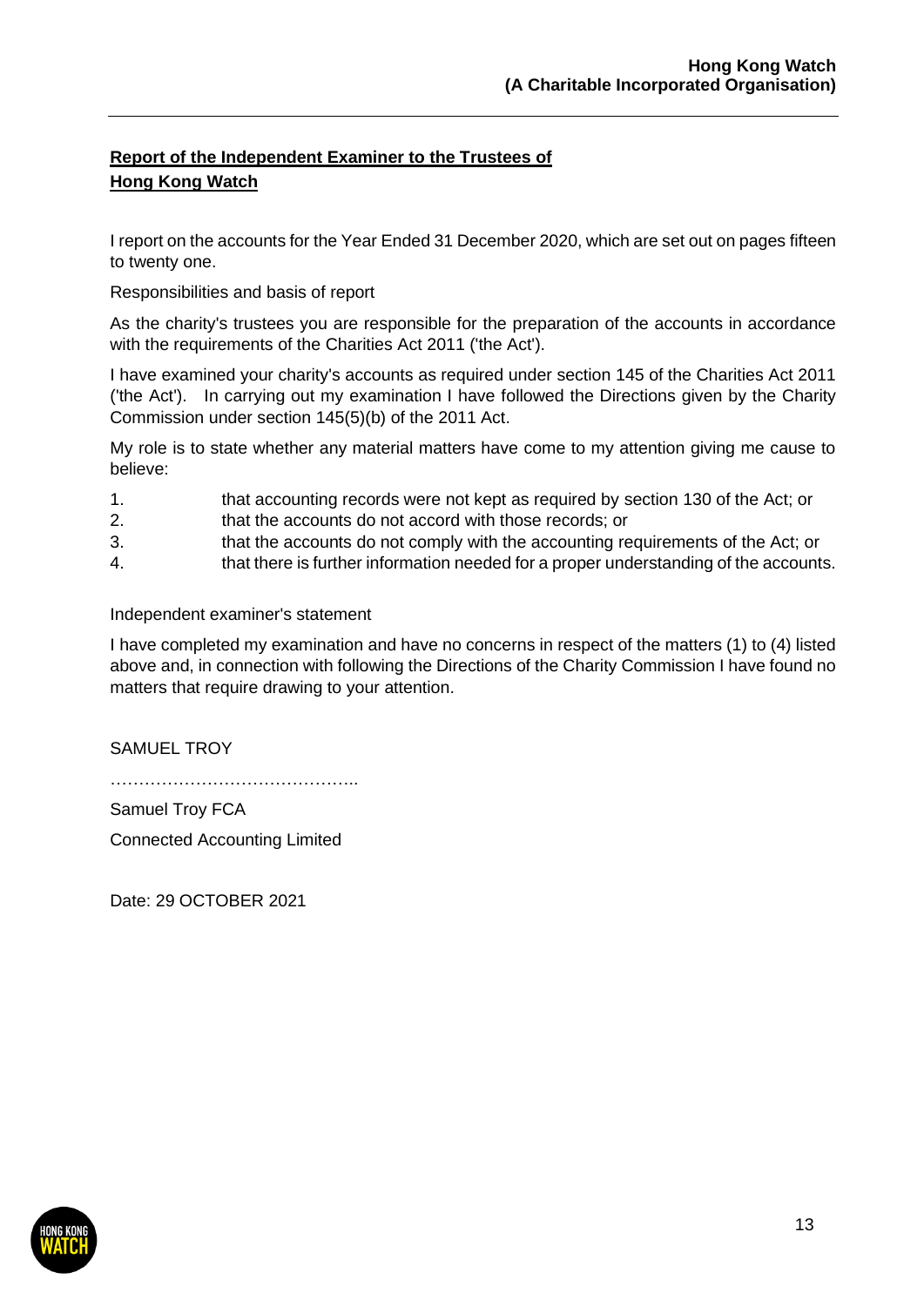## **Report of the Independent Examiner to the Trustees of Hong Kong Watch**

I report on the accounts for the Year Ended 31 December 2020, which are set out on pages fifteen to twenty one.

Responsibilities and basis of report

As the charity's trustees you are responsible for the preparation of the accounts in accordance with the requirements of the Charities Act 2011 ('the Act').

I have examined your charity's accounts as required under section 145 of the Charities Act 2011 ('the Act'). In carrying out my examination I have followed the Directions given by the Charity Commission under section 145(5)(b) of the 2011 Act.

My role is to state whether any material matters have come to my attention giving me cause to believe:

1. that accounting records were not kept as required by section 130 of the Act; or
2. that the accounts do not accord with those records; or
3. that the accounts do not comply with the accounting requirements of the Act; or
4. that there is further information needed for a proper understanding of the accounts.

Independent examiner's statement

I have completed my examination and have no concerns in respect of the matters (1) to (4) listed above and, in connection with following the Directions of the Charity Commission I have found no matters that require drawing to your attention.

SAMUEL TROY

……………………………………..

Samuel Troy FCA

Connected Accounting Limited

Date: 29 OCTOBER 2021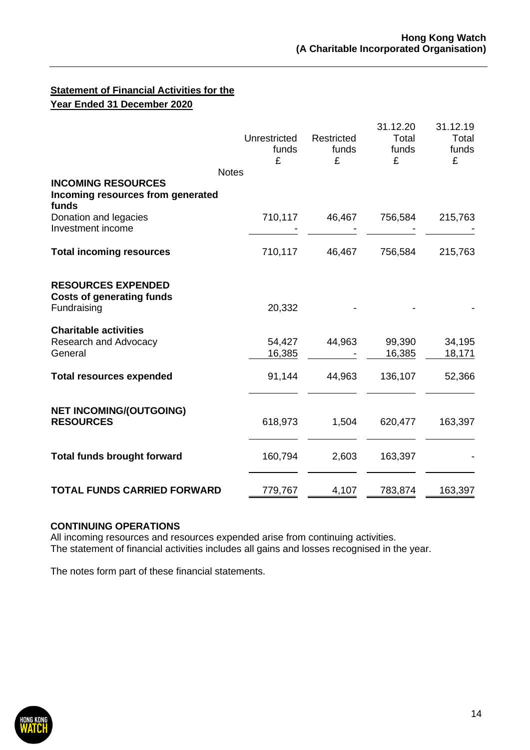**Statement of Financial Activities for the Year Ended 31 December 2020**

| | Notes | Unrestricted funds £ | Restricted funds £ | 31.12.20 Total funds £ | 31.12.19 Total funds £ |
|---|---|---|---|---|---|
| **INCOMING RESOURCES** | | | | | |
| **Incoming resources from generated funds** | | | | | |
| Donation and legacies | | 710,117 | 46,467 | 756,584 | 215,763 |
| Investment income | | - | - | - | - |
| **Total incoming resources** | | 710,117 | 46,467 | 756,584 | 215,763 |
| **RESOURCES EXPENDED** | | | | | |
| **Costs of generating funds** | | | | | |
| Fundraising | | 20,332 | - | - | - |
| **Charitable activities** | | | | | |
| Research and Advocacy | | 54,427 | 44,963 | 99,390 | 34,195 |
| General | | 16,385 | - | 16,385 | 18,171 |
| **Total resources expended** | | 91,144 | 44,963 | 136,107 | 52,366 |
| **NET INCOMING/(OUTGOING) RESOURCES** | | 618,973 | 1,504 | 620,477 | 163,397 |
| **Total funds brought forward** | | 160,794 | 2,603 | 163,397 | - |
| **TOTAL FUNDS CARRIED FORWARD** | | 779,767 | 4,107 | 783,874 | 163,397 |

**CONTINUING OPERATIONS**

All incoming resources and resources expended arise from continuing activities.
The statement of financial activities includes all gains and losses recognised in the year.

The notes form part of these financial statements.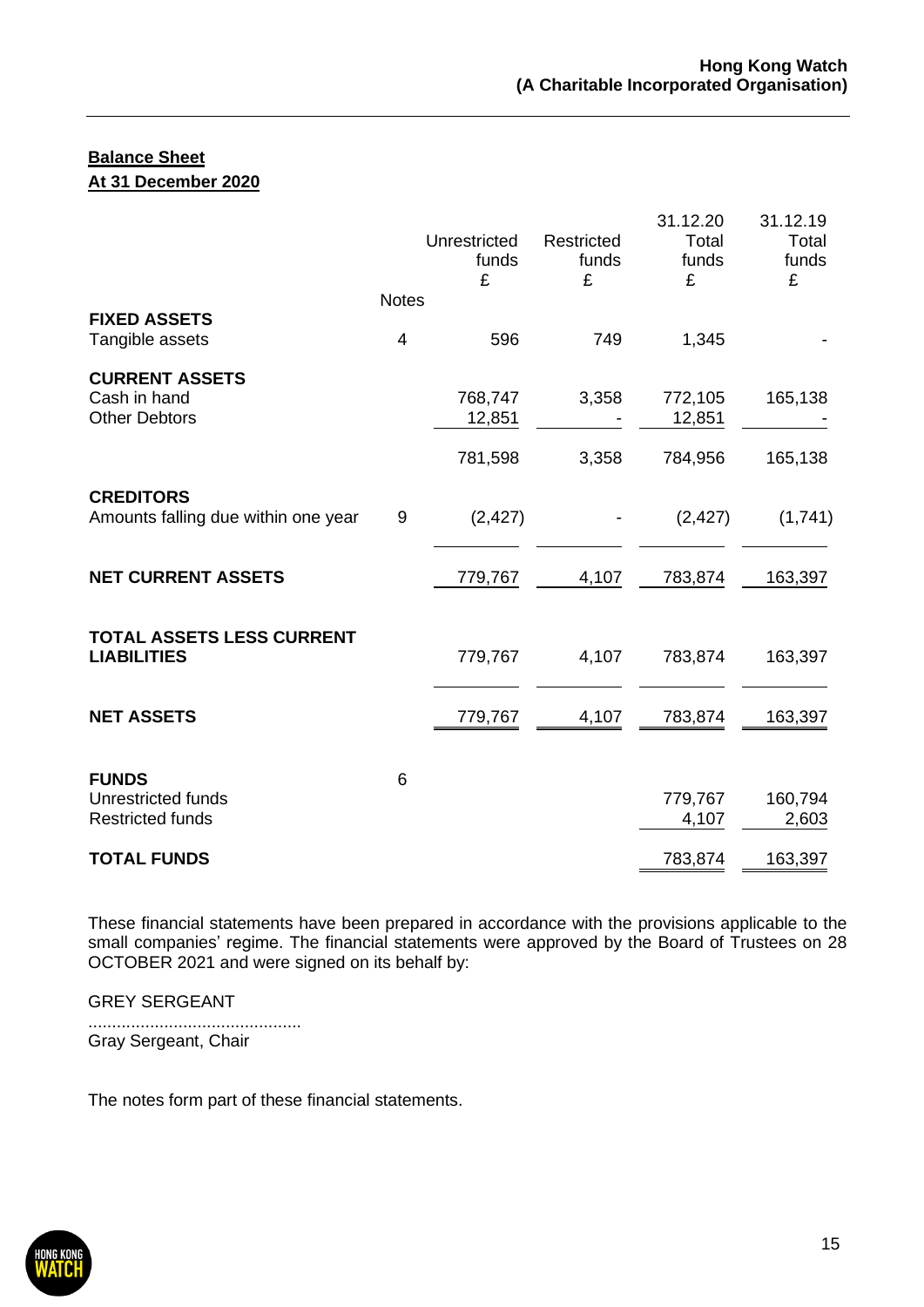**Hong Kong Watch**
**(A Charitable Incorporated Organisation)**

**Balance Sheet**
**At 31 December 2020**

| | Notes | Unrestricted funds £ | Restricted funds £ | 31.12.20 Total funds £ | 31.12.19 Total funds £ |
|---|---|---|---|---|---|
| **FIXED ASSETS** | | | | | |
| Tangible assets | 4 | 596 | 749 | 1,345 | - |
| **CURRENT ASSETS** | | | | | |
| Cash in hand | | 768,747 | 3,358 | 772,105 | 165,138 |
| Other Debtors | | 12,851 | - | 12,851 | - |
| | | 781,598 | 3,358 | 784,956 | 165,138 |
| **CREDITORS** | | | | | |
| Amounts falling due within one year | 9 | (2,427) | - | (2,427) | (1,741) |
| **NET CURRENT ASSETS** | | 779,767 | 4,107 | 783,874 | 163,397 |
| **TOTAL ASSETS LESS CURRENT LIABILITIES** | | 779,767 | 4,107 | 783,874 | 163,397 |
| **NET ASSETS** | | 779,767 | 4,107 | 783,874 | 163,397 |
| **FUNDS** | 6 | | | | |
| Unrestricted funds | | | | 779,767 | 160,794 |
| Restricted funds | | | | 4,107 | 2,603 |
| **TOTAL FUNDS** | | | | 783,874 | 163,397 |

These financial statements have been prepared in accordance with the provisions applicable to the small companies' regime. The financial statements were approved by the Board of Trustees on 28 OCTOBER 2021 and were signed on its behalf by:

GREY SERGEANT
.............................................
Gray Sergeant, Chair

The notes form part of these financial statements.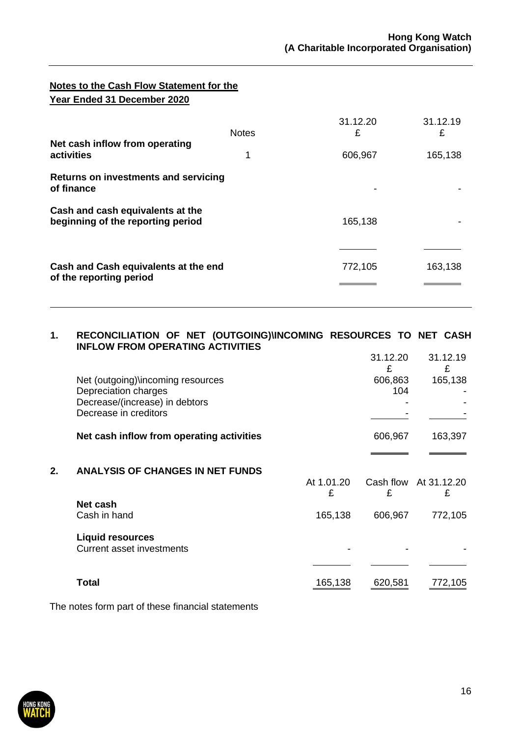**Hong Kong Watch**
**(A Charitable Incorporated Organisation)**

## Notes to the Cash Flow Statement for the Year Ended 31 December 2020

| | Notes | 31.12.20<br>£ | 31.12.19<br>£ |
|---|---|---|---|
| **Net cash inflow from operating activities** | 1 | 606,967 | 165,138 |
| **Returns on investments and servicing of finance** | | - | - |
| **Cash and cash equivalents at the beginning of the reporting period** | | 165,138 | - |
| **Cash and Cash equivalents at the end of the reporting period** | | 772,105 | 163,138 |

### 1. RECONCILIATION OF NET (OUTGOING)\INCOMING RESOURCES TO NET CASH INFLOW FROM OPERATING ACTIVITIES

| | 31.12.20<br>£ | 31.12.19<br>£ |
|---|---|---|
| Net (outgoing)\incoming resources | 606,863 | 165,138 |
| Depreciation charges | 104 | - |
| Decrease/(increase) in debtors | - | - |
| Decrease in creditors | - | - |
| **Net cash inflow from operating activities** | 606,967 | 163,397 |

### 2. ANALYSIS OF CHANGES IN NET FUNDS

| | At 1.01.20<br>£ | Cash flow<br>£ | At 31.12.20<br>£ |
|---|---|---|---|
| **Net cash** | | | |
| Cash in hand | 165,138 | 606,967 | 772,105 |
| **Liquid resources** | | | |
| Current asset investments | - | - | - |
| **Total** | 165,138 | 620,581 | 772,105 |

The notes form part of these financial statements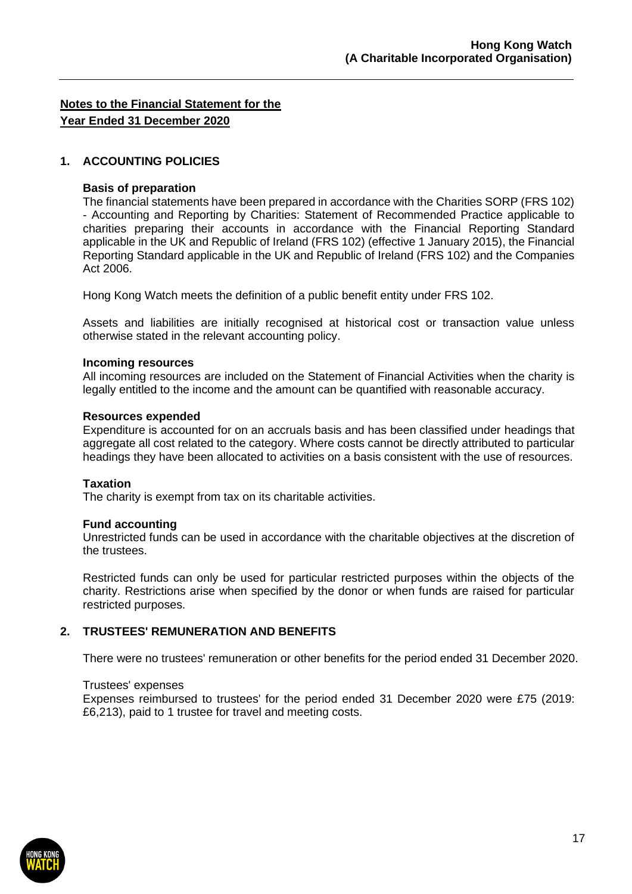# Notes to the Financial Statement for the Year Ended 31 December 2020

## 1. ACCOUNTING POLICIES

### Basis of preparation

The financial statements have been prepared in accordance with the Charities SORP (FRS 102) - Accounting and Reporting by Charities: Statement of Recommended Practice applicable to charities preparing their accounts in accordance with the Financial Reporting Standard applicable in the UK and Republic of Ireland (FRS 102) (effective 1 January 2015), the Financial Reporting Standard applicable in the UK and Republic of Ireland (FRS 102) and the Companies Act 2006.

Hong Kong Watch meets the definition of a public benefit entity under FRS 102.

Assets and liabilities are initially recognised at historical cost or transaction value unless otherwise stated in the relevant accounting policy.

### Incoming resources

All incoming resources are included on the Statement of Financial Activities when the charity is legally entitled to the income and the amount can be quantified with reasonable accuracy.

### Resources expended

Expenditure is accounted for on an accruals basis and has been classified under headings that aggregate all cost related to the category. Where costs cannot be directly attributed to particular headings they have been allocated to activities on a basis consistent with the use of resources.

### Taxation

The charity is exempt from tax on its charitable activities.

### Fund accounting

Unrestricted funds can be used in accordance with the charitable objectives at the discretion of the trustees.

Restricted funds can only be used for particular restricted purposes within the objects of the charity. Restrictions arise when specified by the donor or when funds are raised for particular restricted purposes.

## 2. TRUSTEES' REMUNERATION AND BENEFITS

There were no trustees' remuneration or other benefits for the period ended 31 December 2020.

Trustees' expenses

Expenses reimbursed to trustees' for the period ended 31 December 2020 were £75 (2019: £6,213), paid to 1 trustee for travel and meeting costs.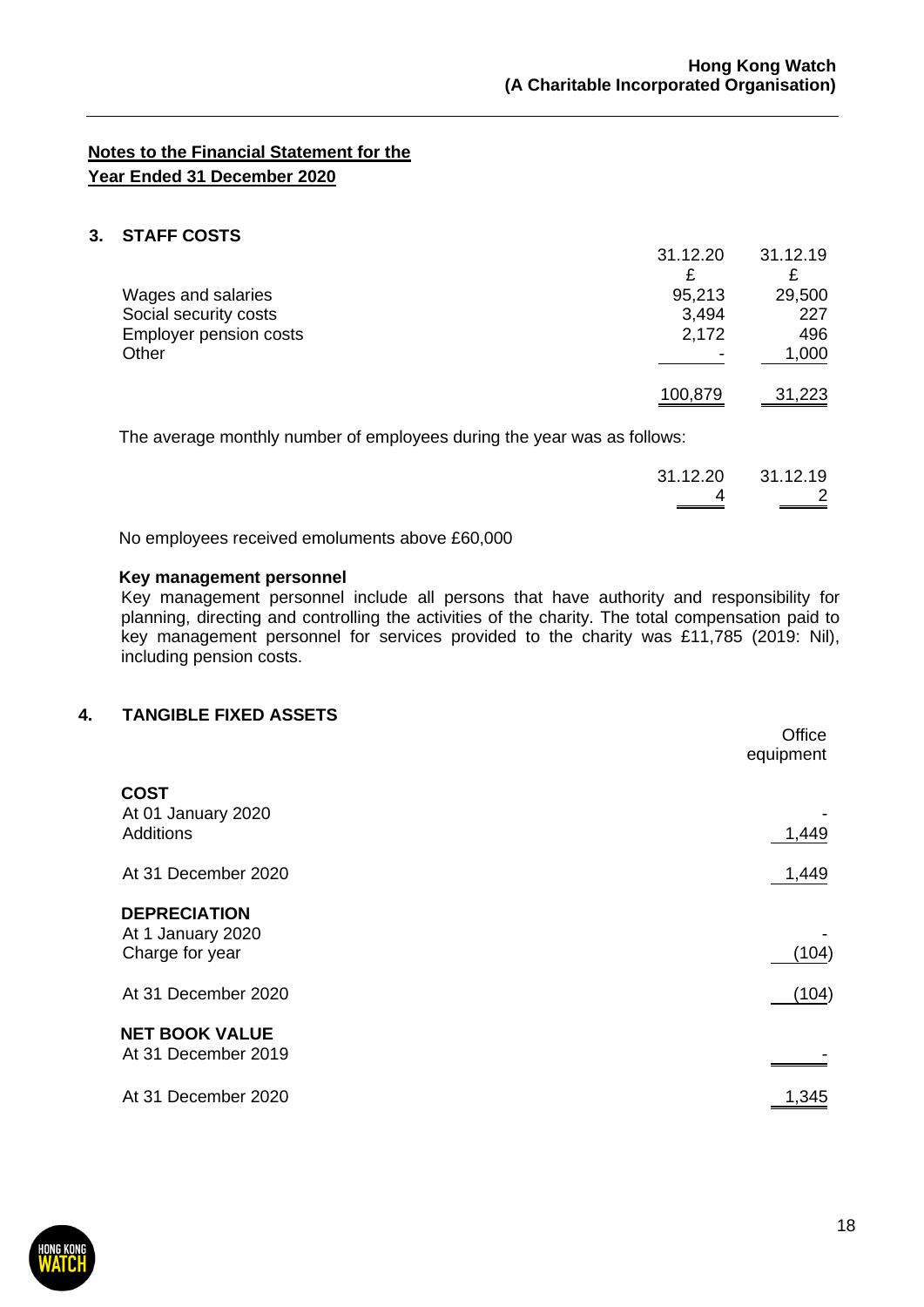**Notes to the Financial Statement for the Year Ended 31 December 2020**

## 3. STAFF COSTS

| | 31.12.20 | 31.12.19 |
|---|---|---|
| | £ | £ |
| Wages and salaries | 95,213 | 29,500 |
| Social security costs | 3,494 | 227 |
| Employer pension costs | 2,172 | 496 |
| Other | - | 1,000 |
| | 100,879 | 31,223 |

The average monthly number of employees during the year was as follows:

| | 31.12.20 | 31.12.19 |
|---|---|---|
| | 4 | 2 |

No employees received emoluments above £60,000

**Key management personnel**

Key management personnel include all persons that have authority and responsibility for planning, directing and controlling the activities of the charity. The total compensation paid to key management personnel for services provided to the charity was £11,785 (2019: Nil), including pension costs.

## 4. TANGIBLE FIXED ASSETS

| | Office equipment |
|---|---|
| **COST** | |
| At 01 January 2020 | - |
| Additions | 1,449 |
| At 31 December 2020 | 1,449 |
| **DEPRECIATION** | |
| At 1 January 2020 | - |
| Charge for year | (104) |
| At 31 December 2020 | (104) |
| **NET BOOK VALUE** | |
| At 31 December 2019 | - |
| At 31 December 2020 | 1,345 |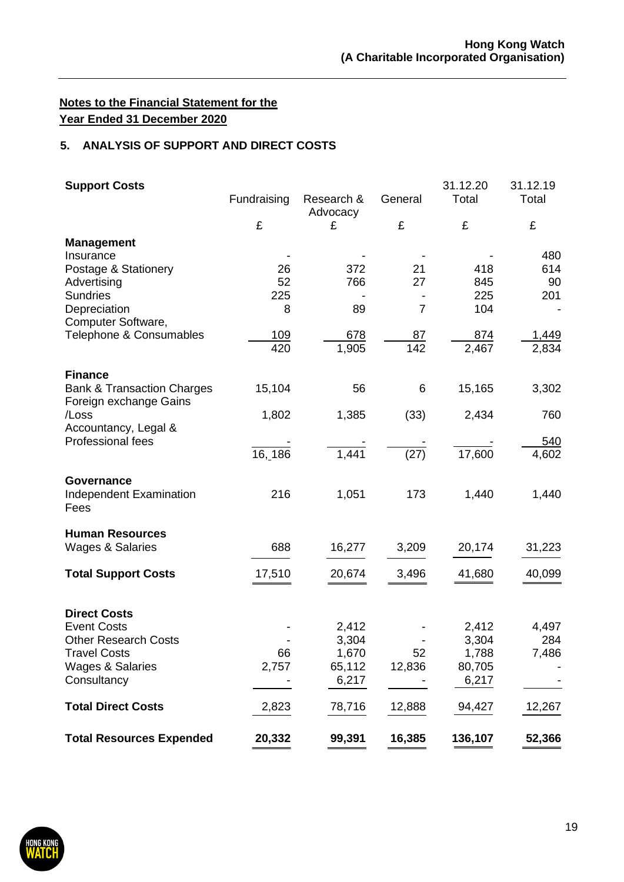**Notes to the Financial Statement for the Year Ended 31 December 2020**

## 5. ANALYSIS OF SUPPORT AND DIRECT COSTS

| **Support Costs** | Fundraising | Research & Advocacy | General | 31.12.20 Total | 31.12.19 Total |
|---|---|---|---|---|---|
| | £ | £ | £ | £ | £ |
| **Management** | | | | | |
| Insurance | - | - | - | - | 480 |
| Postage & Stationery | 26 | 372 | 21 | 418 | 614 |
| Advertising | 52 | 766 | 27 | 845 | 90 |
| Sundries | 225 | - | - | 225 | 201 |
| Depreciation | 8 | 89 | 7 | 104 | - |
| Computer Software, Telephone & Consumables | 109 | 678 | 87 | 874 | 1,449 |
| | 420 | 1,905 | 142 | 2,467 | 2,834 |
| **Finance** | | | | | |
| Bank & Transaction Charges | 15,104 | 56 | 6 | 15,165 | 3,302 |
| Foreign exchange Gains /Loss | 1,802 | 1,385 | (33) | 2,434 | 760 |
| Accountancy, Legal & Professional fees | - | - | - | - | 540 |
| | 16,186 | 1,441 | (27) | 17,600 | 4,602 |
| **Governance** | | | | | |
| Independent Examination Fees | 216 | 1,051 | 173 | 1,440 | 1,440 |
| **Human Resources** | | | | | |
| Wages & Salaries | 688 | 16,277 | 3,209 | 20,174 | 31,223 |
| **Total Support Costs** | 17,510 | 20,674 | 3,496 | 41,680 | 40,099 |
| **Direct Costs** | | | | | |
| Event Costs | - | 2,412 | - | 2,412 | 4,497 |
| Other Research Costs | - | 3,304 | - | 3,304 | 284 |
| Travel Costs | 66 | 1,670 | 52 | 1,788 | 7,486 |
| Wages & Salaries | 2,757 | 65,112 | 12,836 | 80,705 | - |
| Consultancy | - | 6,217 | - | 6,217 | - |
| **Total Direct Costs** | 2,823 | 78,716 | 12,888 | 94,427 | 12,267 |
| **Total Resources Expended** | **20,332** | **99,391** | **16,385** | **136,107** | **52,366** |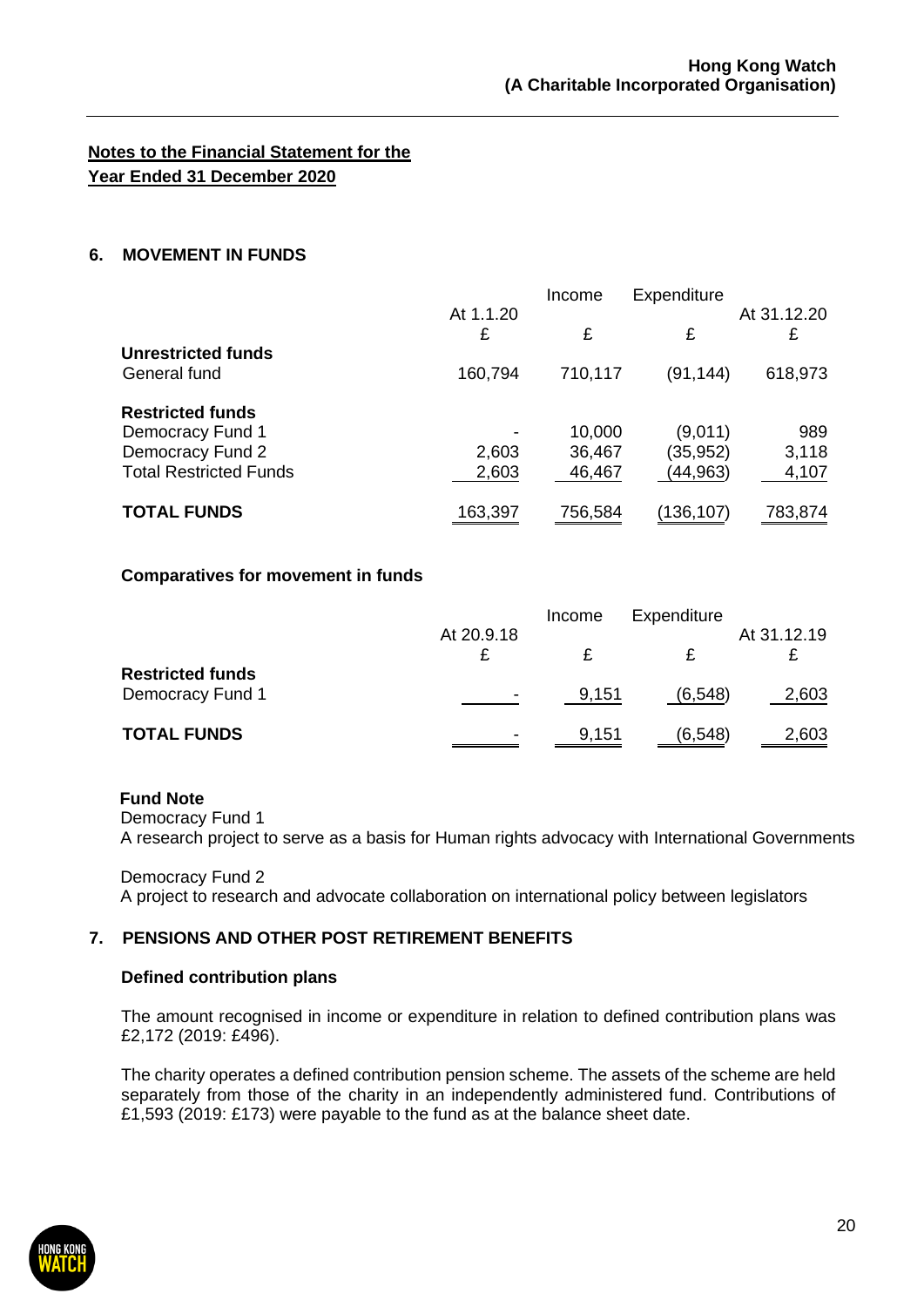**Notes to the Financial Statement for the Year Ended 31 December 2020**

## 6. MOVEMENT IN FUNDS

| | At 1.1.20 | Income | Expenditure | At 31.12.20 |
|---|---|---|---|---|
| | £ | £ | £ | £ |
| **Unrestricted funds** | | | | |
| General fund | 160,794 | 710,117 | (91,144) | 618,973 |
| **Restricted funds** | | | | |
| Democracy Fund 1 | - | 10,000 | (9,011) | 989 |
| Democracy Fund 2 | 2,603 | 36,467 | (35,952) | 3,118 |
| Total Restricted Funds | 2,603 | 46,467 | (44,963) | 4,107 |
| **TOTAL FUNDS** | 163,397 | 756,584 | (136,107) | 783,874 |

### Comparatives for movement in funds

| | At 20.9.18 | Income | Expenditure | At 31.12.19 |
|---|---|---|---|---|
| | £ | £ | £ | £ |
| **Restricted funds** | | | | |
| Democracy Fund 1 | - | 9,151 | (6,548) | 2,603 |
| **TOTAL FUNDS** | - | 9,151 | (6,548) | 2,603 |

**Fund Note**

Democracy Fund 1
A research project to serve as a basis for Human rights advocacy with International Governments

Democracy Fund 2
A project to research and advocate collaboration on international policy between legislators

## 7. PENSIONS AND OTHER POST RETIREMENT BENEFITS

### Defined contribution plans

The amount recognised in income or expenditure in relation to defined contribution plans was £2,172 (2019: £496).

The charity operates a defined contribution pension scheme. The assets of the scheme are held separately from those of the charity in an independently administered fund. Contributions of £1,593 (2019: £173) were payable to the fund as at the balance sheet date.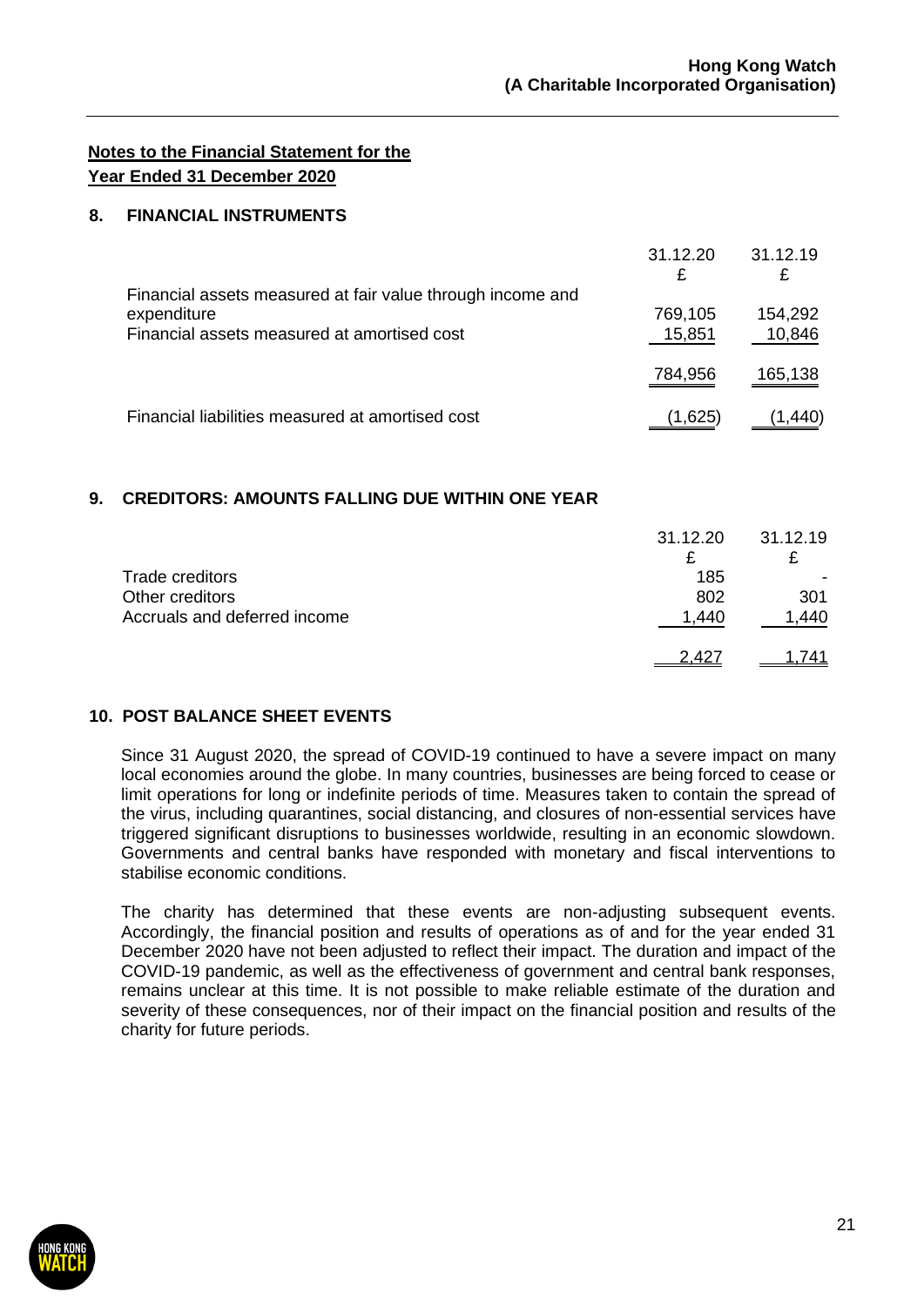## Notes to the Financial Statement for the Year Ended 31 December 2020

### 8. FINANCIAL INSTRUMENTS

| | 31.12.20 | 31.12.19 |
|---|---|---|
| | £ | £ |
| Financial assets measured at fair value through income and expenditure | 769,105 | 154,292 |
| Financial assets measured at amortised cost | 15,851 | 10,846 |
| | 784,956 | 165,138 |
| Financial liabilities measured at amortised cost | (1,625) | (1,440) |

### 9. CREDITORS: AMOUNTS FALLING DUE WITHIN ONE YEAR

| | 31.12.20 | 31.12.19 |
|---|---|---|
| | £ | £ |
| Trade creditors | 185 | - |
| Other creditors | 802 | 301 |
| Accruals and deferred income | 1,440 | 1,440 |
| | 2,427 | 1,741 |

### 10. POST BALANCE SHEET EVENTS

Since 31 August 2020, the spread of COVID-19 continued to have a severe impact on many local economies around the globe. In many countries, businesses are being forced to cease or limit operations for long or indefinite periods of time. Measures taken to contain the spread of the virus, including quarantines, social distancing, and closures of non-essential services have triggered significant disruptions to businesses worldwide, resulting in an economic slowdown. Governments and central banks have responded with monetary and fiscal interventions to stabilise economic conditions.

The charity has determined that these events are non-adjusting subsequent events. Accordingly, the financial position and results of operations as of and for the year ended 31 December 2020 have not been adjusted to reflect their impact. The duration and impact of the COVID-19 pandemic, as well as the effectiveness of government and central bank responses, remains unclear at this time. It is not possible to make reliable estimate of the duration and severity of these consequences, nor of their impact on the financial position and results of the charity for future periods.